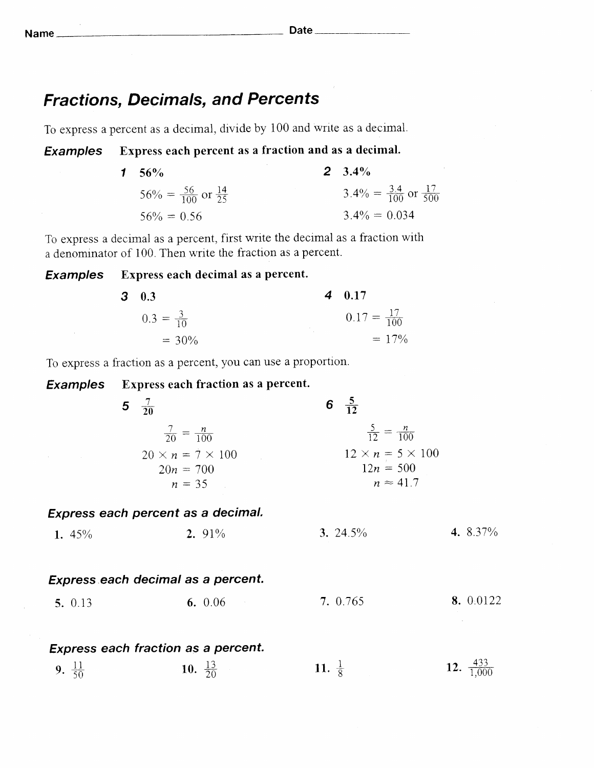Name ______________________ Date ______________

# *Fractions, Decimals, and Percents*

To express a percent as a decimal, divide by 100 and write as a decimal.

***Examples*** **Express each percent as a fraction and as a decimal.**

***1*** **56%**

$56\% = \frac{56}{100}$ or $\frac{14}{25}$

$56\% = 0.56$

***2*** **3.4%**

$3.4\% = \frac{3.4}{100}$ or $\frac{17}{500}$

$3.4\% = 0.034$

To express a decimal as a percent, first write the decimal as a fraction with a denominator of 100. Then write the fraction as a percent.

***Examples*** **Express each decimal as a percent.**

***3*** **0.3**

$0.3 = \frac{3}{10}$

$= 30\%$

***4*** **0.17**

$0.17 = \frac{17}{100}$

$= 17\%$

To express a fraction as a percent, you can use a proportion.

***Examples*** **Express each fraction as a percent.**

***5*** $\frac{7}{20}$

$\frac{7}{20} = \frac{n}{100}$

$20 \times n = 7 \times 100$

$20n = 700$

$n = 35$

***6*** $\frac{5}{12}$

$\frac{5}{12} = \frac{n}{100}$

$12 \times n = 5 \times 100$

$12n = 500$

$n \approx 41.7$

### *Express each percent as a decimal.*

**1.** 45% **2.** 91% **3.** 24.5% **4.** 8.37%

### *Express each decimal as a percent.*

**5.** 0.13 **6.** 0.06 **7.** 0.765 **8.** 0.0122

### *Express each fraction as a percent.*

**9.** $\frac{11}{50}$ **10.** $\frac{13}{20}$ **11.** $\frac{1}{8}$ **12.** $\frac{433}{1{,}000}$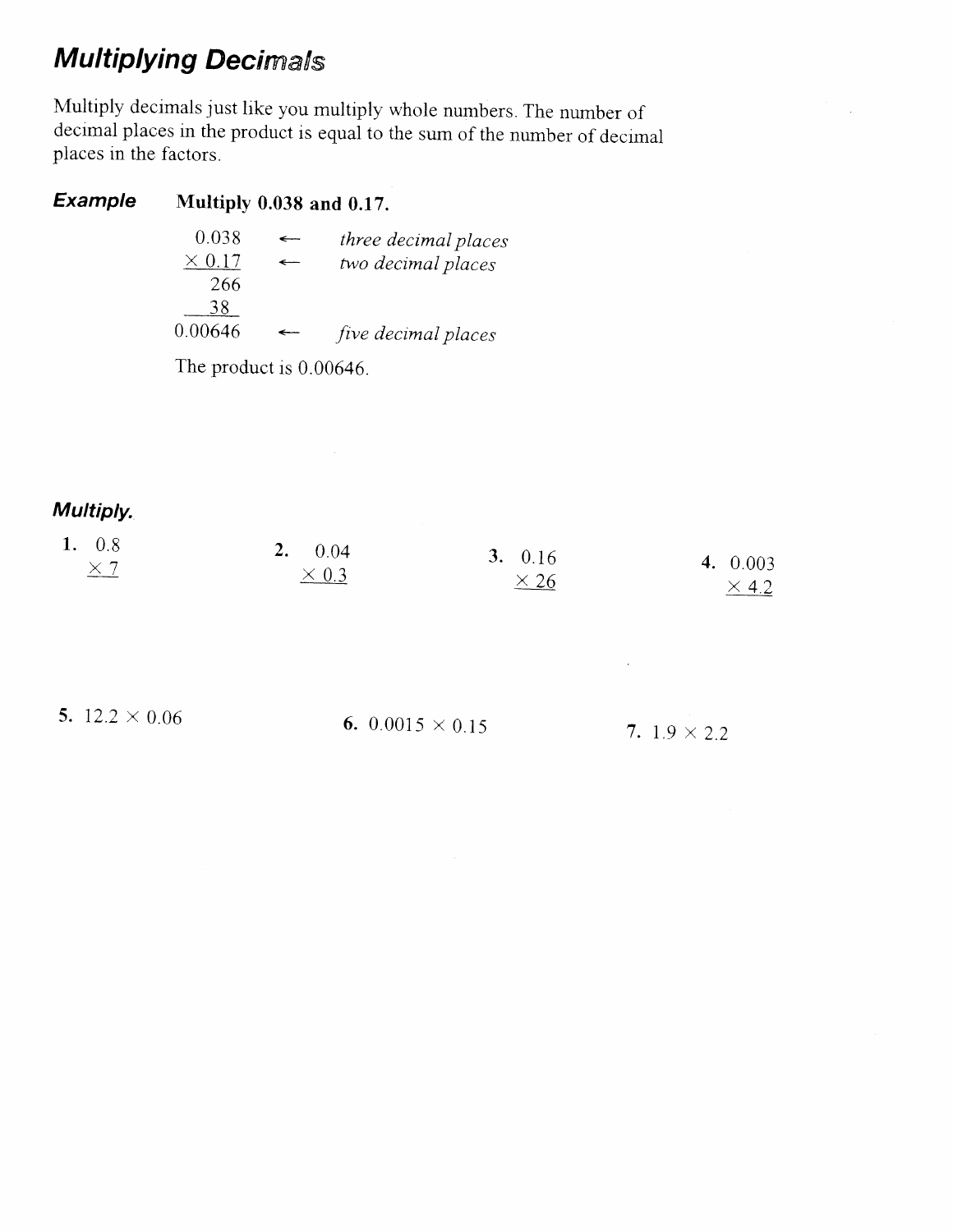# Multiplying Decimals

Multiply decimals just like you multiply whole numbers. The number of decimal places in the product is equal to the sum of the number of decimal places in the factors.

***Example*** **Multiply 0.038 and 0.17.**

```
  0.038   ←   three decimal places
× 0.17    ←   two decimal places
    266
    38
0.00646   ←   five decimal places
```

The product is 0.00646.

***Multiply.***

1. $0.8 \times 7$

2. $0.04 \times 0.3$

3. $0.16 \times 26$

4. $0.003 \times 4.2$

5. $12.2 \times 0.06$

6. $0.0015 \times 0.15$

7. $1.9 \times 2.2$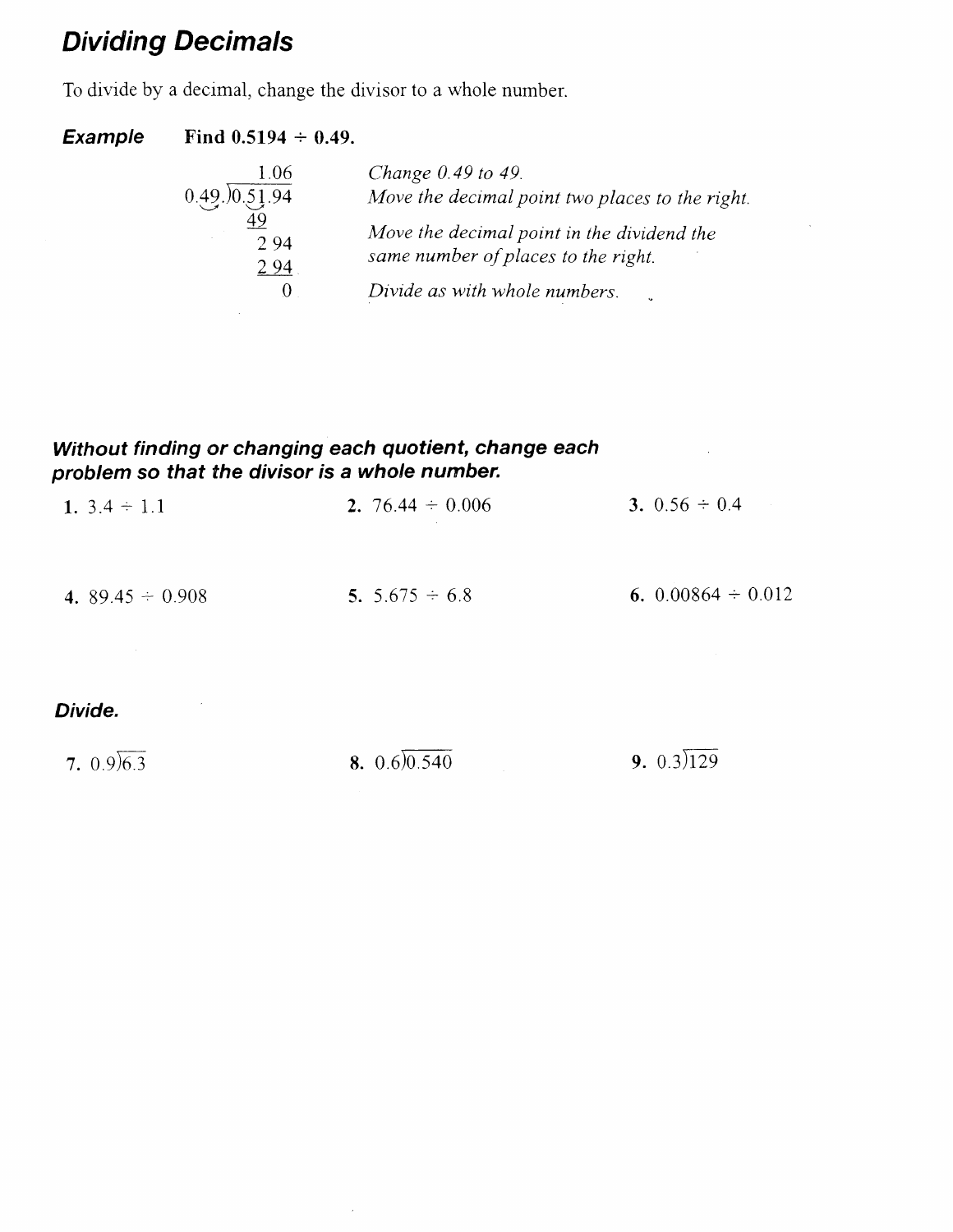## *Dividing Decimals*

To divide by a decimal, change the divisor to a whole number.

***Example*** **Find 0.5194 ÷ 0.49.**

```
         1.06
0.49.)0.51.94
       49
        2 94
        2 94
           0
```

*Change 0.49 to 49.*
*Move the decimal point two places to the right.*

*Move the decimal point in the dividend the same number of places to the right.*

*Divide as with whole numbers.*

***Without finding or changing each quotient, change each problem so that the divisor is a whole number.***

**1.** 3.4 ÷ 1.1

**2.** 76.44 ÷ 0.006

**3.** 0.56 ÷ 0.4

**4.** 89.45 ÷ 0.908

**5.** 5.675 ÷ 6.8

**6.** 0.00864 ÷ 0.012

***Divide.***

**7.** $0.9\overline{)6.3}$

**8.** $0.6\overline{)0.540}$

**9.** $0.3\overline{)129}$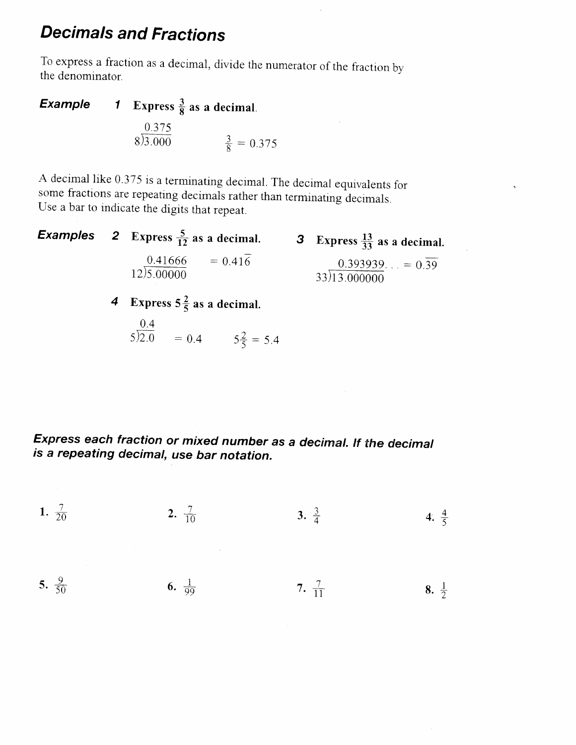# *Decimals and Fractions*

To express a fraction as a decimal, divide the numerator of the fraction by the denominator.

***Example*** **1 Express $\frac{3}{8}$ as a decimal.**

$$8\overline{)3.000} = 0.375 \qquad \frac{3}{8} = 0.375$$

A decimal like 0.375 is a terminating decimal. The decimal equivalents for some fractions are repeating decimals rather than terminating decimals. Use a bar to indicate the digits that repeat.

***Examples*** **2 Express $\frac{5}{12}$ as a decimal.**

$$12\overline{)5.00000} = 0.41666 = 0.41\overline{6}$$

**3 Express $\frac{13}{33}$ as a decimal.**

$$33\overline{)13.000000} = 0.393939\ldots = 0.\overline{39}$$

**4 Express $5\frac{2}{5}$ as a decimal.**

$$5\overline{)2.0} = 0.4 \qquad 5\frac{2}{5} = 5.4$$

***Express each fraction or mixed number as a decimal. If the decimal is a repeating decimal, use bar notation.***

**1.** $\frac{7}{20}$ &emsp; **2.** $\frac{7}{10}$ &emsp; **3.** $\frac{3}{4}$ &emsp; **4.** $\frac{4}{5}$

**5.** $\frac{9}{50}$ &emsp; **6.** $\frac{1}{99}$ &emsp; **7.** $\frac{7}{11}$ &emsp; **8.** $\frac{1}{2}$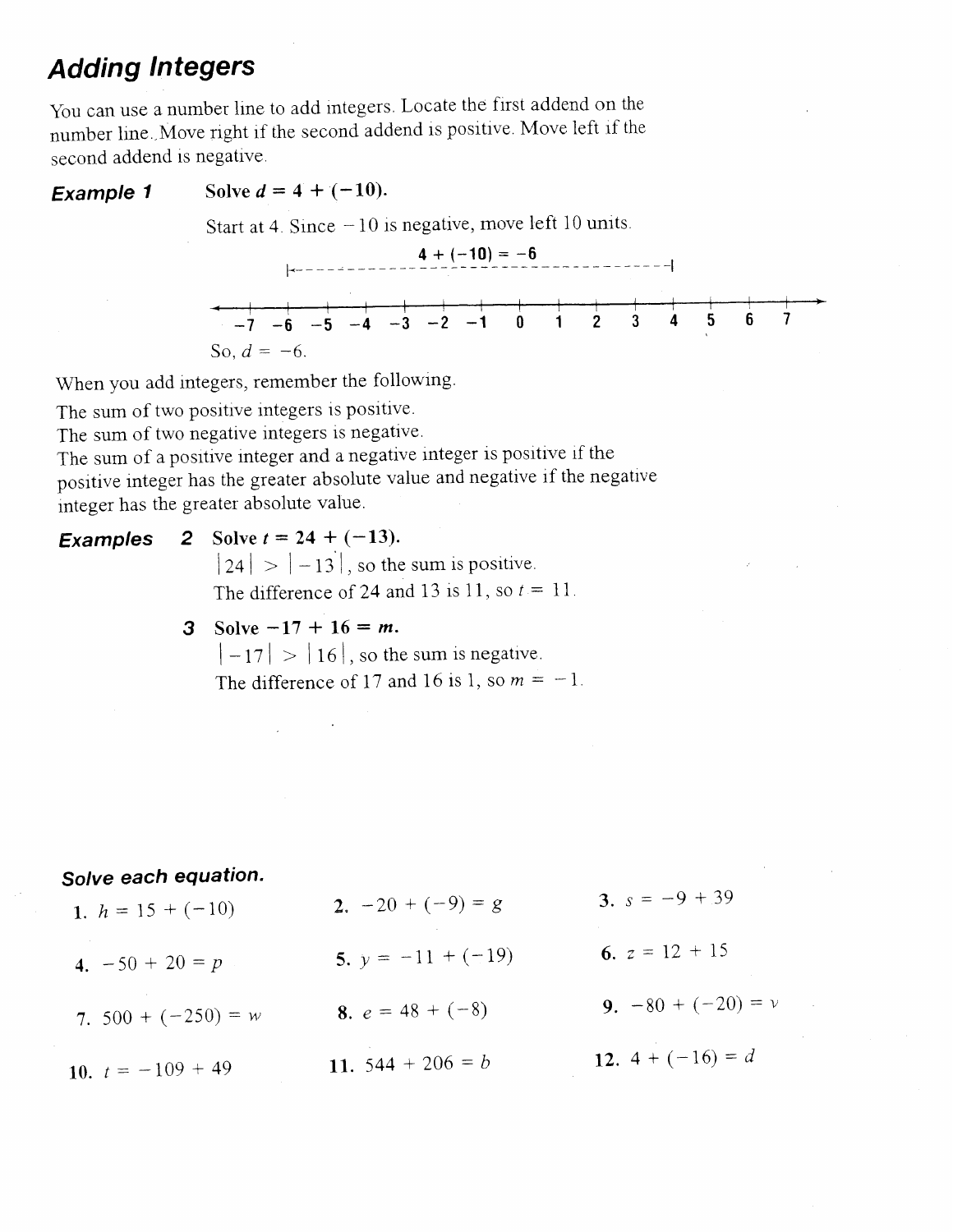# Adding Integers

You can use a number line to add integers. Locate the first addend on the number line. Move right if the second addend is positive. Move left if the second addend is negative.

**Example 1** **Solve $d = 4 + (-10)$.**

Start at 4. Since $-10$ is negative, move left 10 units.

$4 + (-10) = -6$

$-7 \quad -6 \quad -5 \quad -4 \quad -3 \quad -2 \quad -1 \quad 0 \quad 1 \quad 2 \quad 3 \quad 4 \quad 5 \quad 6 \quad 7$

So, $d = -6$.

When you add integers, remember the following.

The sum of two positive integers is positive.
The sum of two negative integers is negative.
The sum of a positive integer and a negative integer is positive if the positive integer has the greater absolute value and negative if the negative integer has the greater absolute value.

**Examples**

**2** **Solve $t = 24 + (-13)$.**

$|24| > |-13|$, so the sum is positive.
The difference of 24 and 13 is 11, so $t = 11$.

**3** **Solve $-17 + 16 = m$.**

$|-17| > |16|$, so the sum is negative.
The difference of 17 and 16 is 1, so $m = -1$.

***Solve each equation.***

1. $h = 15 + (-10)$
2. $-20 + (-9) = g$
3. $s = -9 + 39$
4. $-50 + 20 = p$
5. $y = -11 + (-19)$
6. $z = 12 + 15$
7. $500 + (-250) = w$
8. $e = 48 + (-8)$
9. $-80 + (-20) = v$
10. $t = -109 + 49$
11. $544 + 206 = b$
12. $4 + (-16) = d$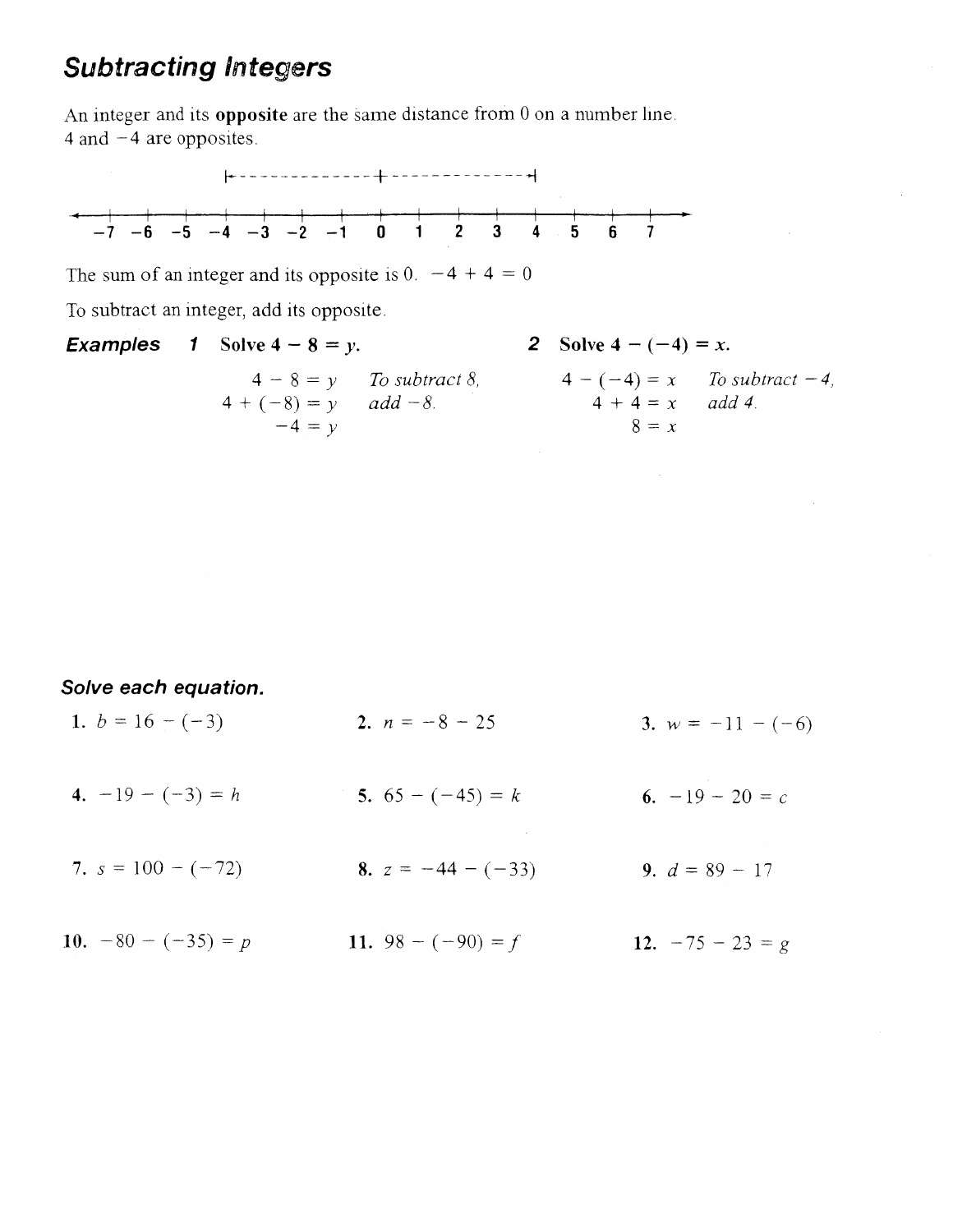## Subtracting Integers

An integer and its **opposite** are the same distance from 0 on a number line. 4 and $-4$ are opposites.

$-7$ $-6$ $-5$ $-4$ $-3$ $-2$ $-1$ $0$ $1$ $2$ $3$ $4$ $5$ $6$ $7$

The sum of an integer and its opposite is 0. $-4 + 4 = 0$

To subtract an integer, add its opposite.

***Examples*** **1** **Solve $4 - 8 = y$.**

$$4 - 8 = y$$
$$4 + (-8) = y$$
$$-4 = y$$

*To subtract 8, add $-8$.*

**2** **Solve $4 - (-4) = x$.**

$$4 - (-4) = x$$
$$4 + 4 = x$$
$$8 = x$$

*To subtract $-4$, add 4.*

***Solve each equation.***

1. $b = 16 - (-3)$
2. $n = -8 - 25$
3. $w = -11 - (-6)$
4. $-19 - (-3) = h$
5. $65 - (-45) = k$
6. $-19 - 20 = c$
7. $s = 100 - (-72)$
8. $z = -44 - (-33)$
9. $d = 89 - 17$
10. $-80 - (-35) = p$
11. $98 - (-90) = f$
12. $-75 - 23 = g$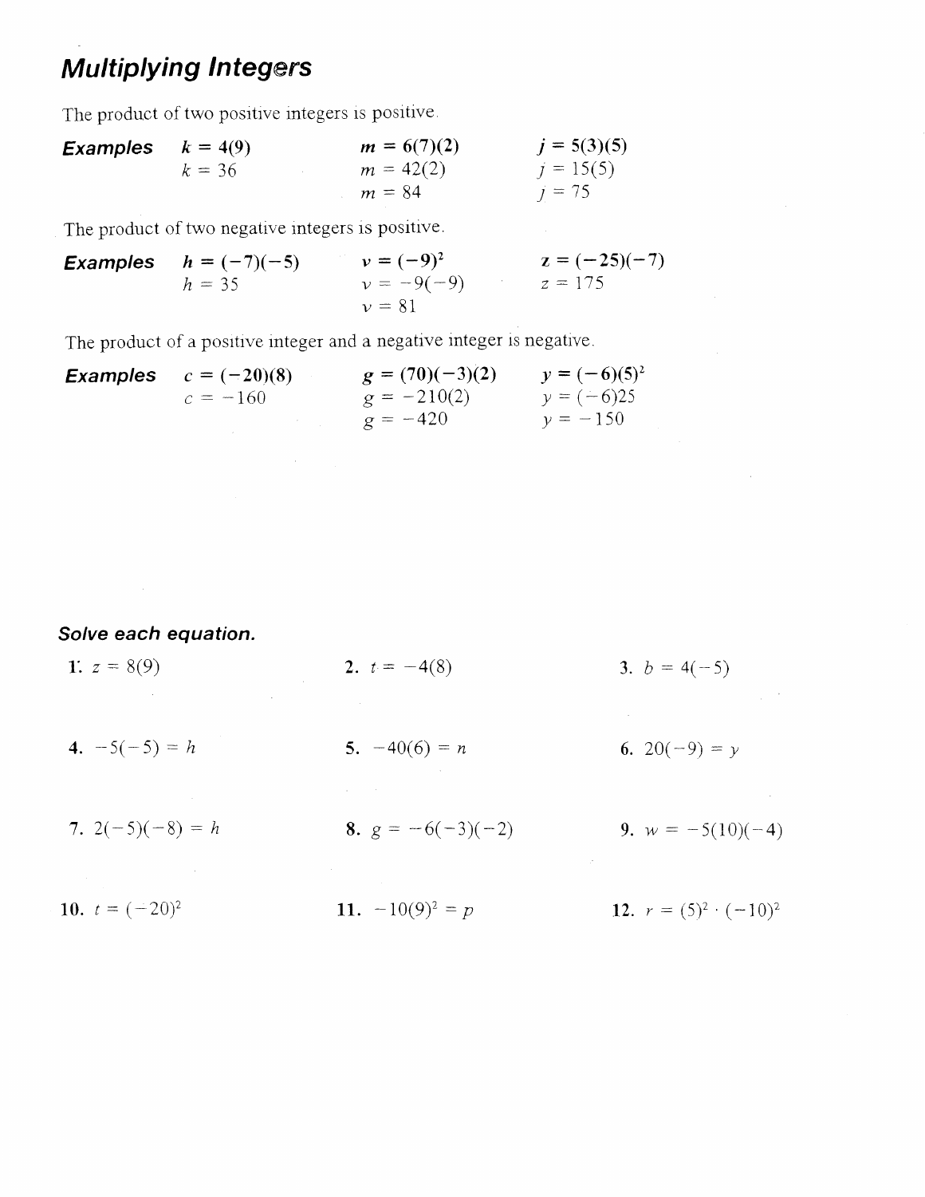# Multiplying Integers

The product of two positive integers is positive.

**Examples**

$k = 4(9)$
$k = 36$

$m = 6(7)(2)$
$m = 42(2)$
$m = 84$

$j = 5(3)(5)$
$j = 15(5)$
$j = 75$

The product of two negative integers is positive.

**Examples**

$h = (-7)(-5)$
$h = 35$

$v = (-9)^2$
$v = -9(-9)$
$v = 81$

$z = (-25)(-7)$
$z = 175$

The product of a positive integer and a negative integer is negative.

**Examples**

$c = (-20)(8)$
$c = -160$

$g = (70)(-3)(2)$
$g = -210(2)$
$g = -420$

$y = (-6)(5)^2$
$y = (-6)25$
$y = -150$

### *Solve each equation.*

1. $z = 8(9)$
2. $t = -4(8)$
3. $b = 4(-5)$
4. $-5(-5) = h$
5. $-40(6) = n$
6. $20(-9) = y$
7. $2(-5)(-8) = h$
8. $g = -6(-3)(-2)$
9. $w = -5(10)(-4)$
10. $t = (-20)^2$
11. $-10(9)^2 = p$
12. $r = (5)^2 \cdot (-10)^2$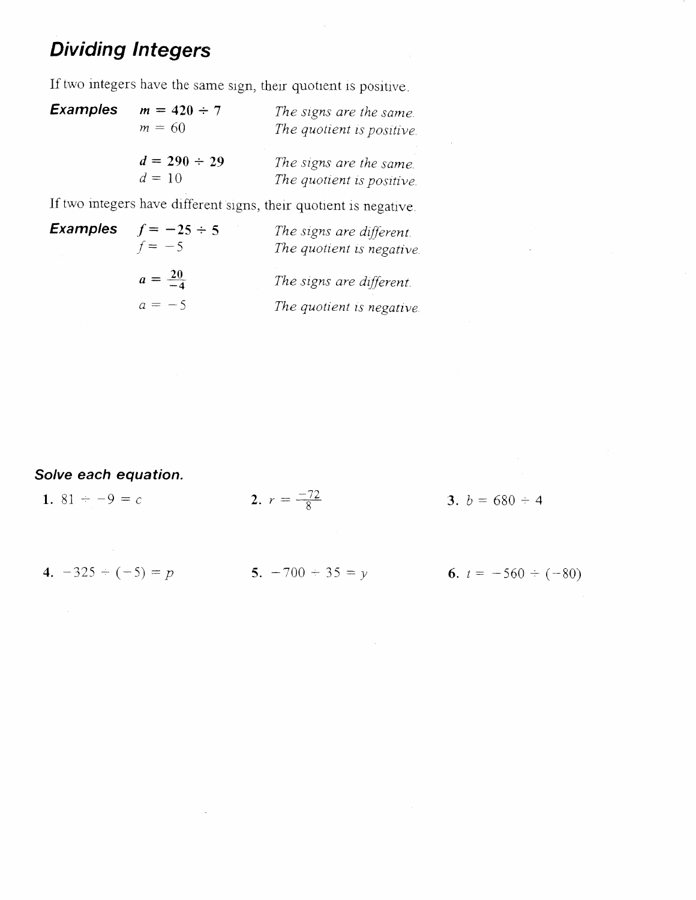# Dividing Integers

If two integers have the same sign, their quotient is positive.

**Examples**

$m = 420 \div 7$ — *The signs are the same.*
$m = 60$ — *The quotient is positive.*

$d = 290 \div 29$ — *The signs are the same.*
$d = 10$ — *The quotient is positive.*

If two integers have different signs, their quotient is negative.

**Examples**

$f = -25 \div 5$ — *The signs are different.*
$f = -5$ — *The quotient is negative.*

$a = \frac{20}{-4}$ — *The signs are different.*
$a = -5$ — *The quotient is negative.*

### *Solve each equation.*

1. $81 \div -9 = c$
2. $r = \frac{-72}{8}$
3. $b = 680 \div 4$
4. $-325 \div (-5) = p$
5. $-700 \div 35 = y$
6. $t = -560 \div (-80)$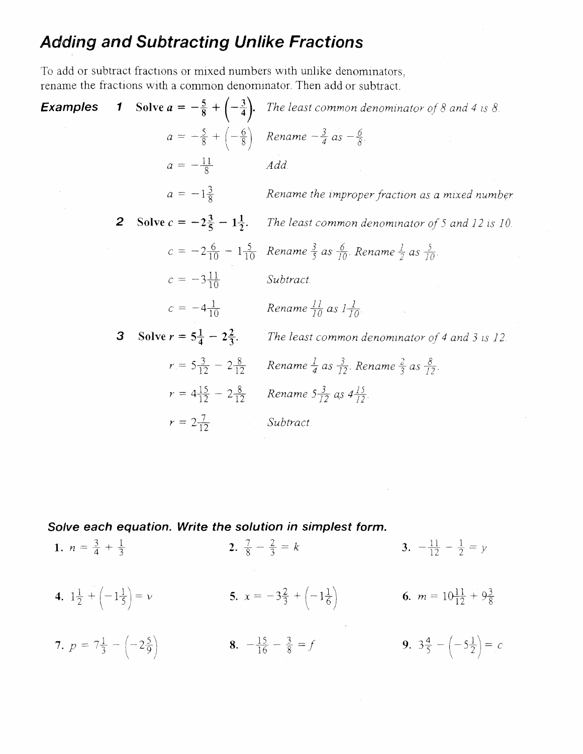# Adding and Subtracting Unlike Fractions

To add or subtract fractions or mixed numbers with unlike denominators, rename the fractions with a common denominator. Then add or subtract.

**Examples**

**1** Solve $a = -\frac{5}{8} + \left(-\frac{3}{4}\right)$. *The least common denominator of 8 and 4 is 8.*

$a = -\frac{5}{8} + \left(-\frac{6}{8}\right)$ *Rename $-\frac{3}{4}$ as $-\frac{6}{8}$.*

$a = -\frac{11}{8}$ *Add.*

$a = -1\frac{3}{8}$ *Rename the improper fraction as a mixed number.*

**2** Solve $c = -2\frac{3}{5} - 1\frac{1}{2}$. *The least common denominator of 5 and 12 is 10.*

$c = -2\frac{6}{10} - 1\frac{5}{10}$ *Rename $\frac{3}{5}$ as $\frac{6}{10}$. Rename $\frac{1}{2}$ as $\frac{5}{10}$.*

$c = -3\frac{11}{10}$ *Subtract.*

$c = -4\frac{1}{10}$ *Rename $\frac{11}{10}$ as $1\frac{1}{10}$.*

**3** Solve $r = 5\frac{1}{4} - 2\frac{2}{3}$. *The least common denominator of 4 and 3 is 12.*

$r = 5\frac{3}{12} - 2\frac{8}{12}$ *Rename $\frac{1}{4}$ as $\frac{3}{12}$. Rename $\frac{2}{3}$ as $\frac{8}{12}$.*

$r = 4\frac{15}{12} - 2\frac{8}{12}$ *Rename $5\frac{3}{12}$ as $4\frac{15}{12}$.*

$r = 2\frac{7}{12}$ *Subtract.*

### *Solve each equation. Write the solution in simplest form.*

**1.** $n = \frac{3}{4} + \frac{1}{3}$

**2.** $\frac{7}{8} - \frac{2}{3} = k$

**3.** $-\frac{11}{12} - \frac{1}{2} = y$

**4.** $1\frac{1}{2} + \left(-1\frac{1}{5}\right) = v$

**5.** $x = -3\frac{2}{3} + \left(-1\frac{1}{6}\right)$

**6.** $m = 10\frac{11}{12} + 9\frac{3}{8}$

**7.** $p = 7\frac{1}{3} - \left(-2\frac{5}{9}\right)$

**8.** $-\frac{15}{16} - \frac{3}{8} = f$

**9.** $3\frac{4}{5} - \left(-5\frac{1}{2}\right) = c$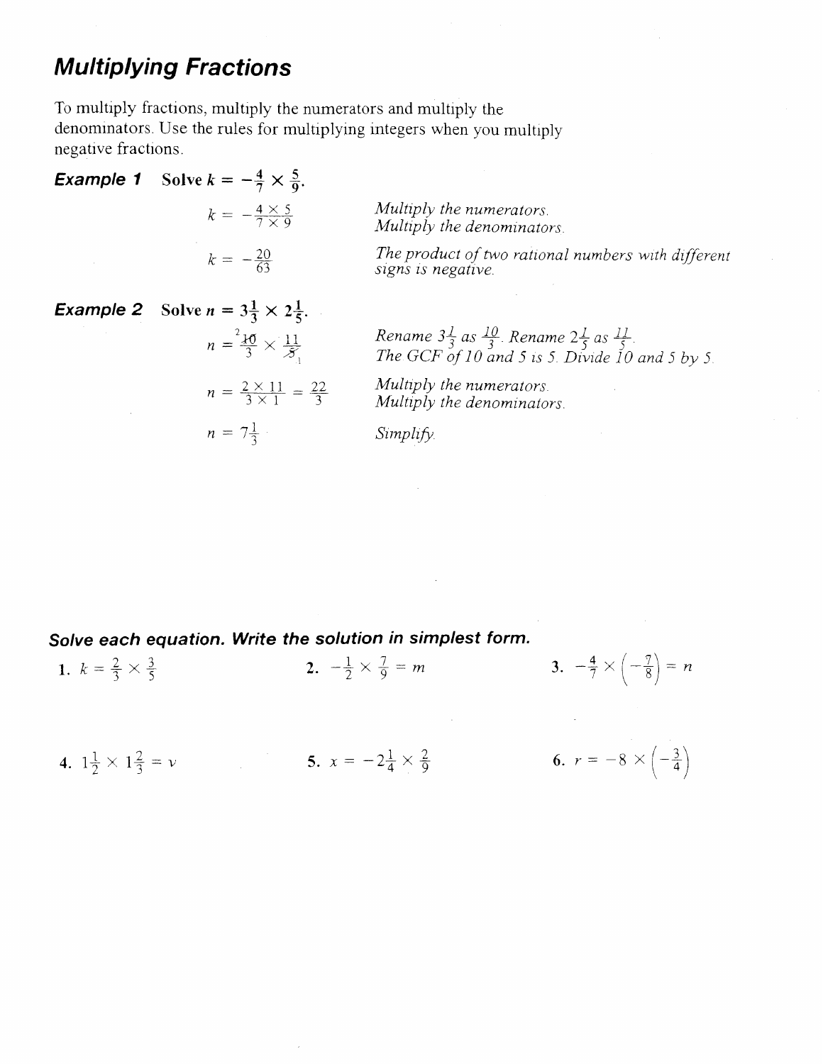# Multiplying Fractions

To multiply fractions, multiply the numerators and multiply the denominators. Use the rules for multiplying integers when you multiply negative fractions.

**Example 1** Solve $k = -\frac{4}{7} \times \frac{5}{9}$.

$k = -\frac{4 \times 5}{7 \times 9}$ *Multiply the numerators. Multiply the denominators.*

$k = -\frac{20}{63}$ *The product of two rational numbers with different signs is negative.*

**Example 2** Solve $n = 3\frac{1}{3} \times 2\frac{1}{5}$.

$n = \frac{\overset{2}{\cancel{10}}}{3} \times \frac{11}{\underset{1}{\cancel{5}}}$ *Rename $3\frac{1}{3}$ as $\frac{10}{3}$. Rename $2\frac{1}{5}$ as $\frac{11}{5}$. The GCF of 10 and 5 is 5. Divide 10 and 5 by 5.*

$n = \frac{2 \times 11}{3 \times 1} = \frac{22}{3}$ *Multiply the numerators. Multiply the denominators.*

$n = 7\frac{1}{3}$ *Simplify.*

### *Solve each equation. Write the solution in simplest form.*

1. $k = \frac{2}{3} \times \frac{3}{5}$

2. $-\frac{1}{2} \times \frac{7}{9} = m$

3. $-\frac{4}{7} \times \left(-\frac{7}{8}\right) = n$

4. $1\frac{1}{2} \times 1\frac{2}{3} = v$

5. $x = -2\frac{1}{4} \times \frac{2}{9}$

6. $r = -8 \times \left(-\frac{3}{4}\right)$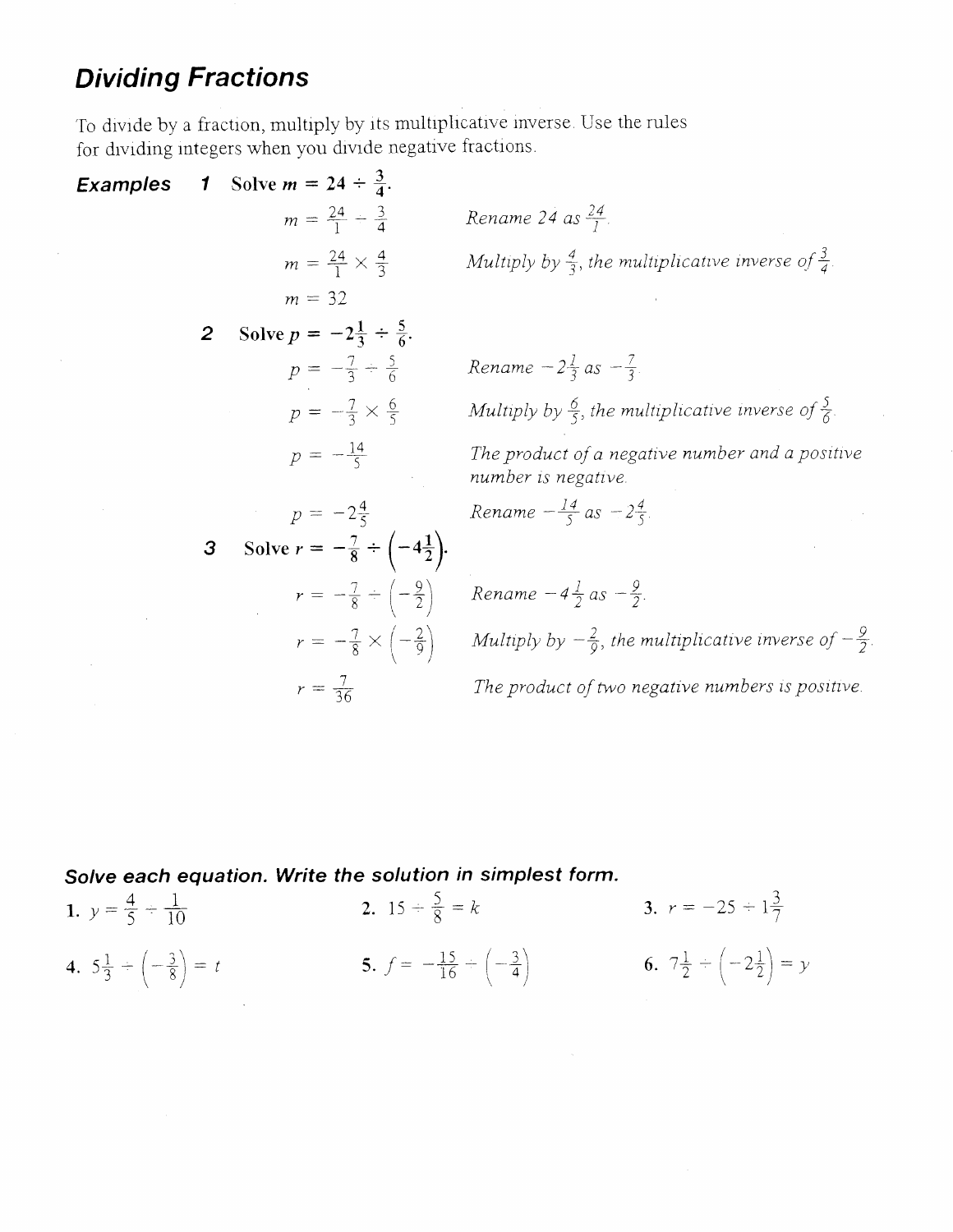## Dividing Fractions

To divide by a fraction, multiply by its multiplicative inverse. Use the rules for dividing integers when you divide negative fractions.

***Examples***

**1** Solve $m = 24 \div \frac{3}{4}$.

$m = \frac{24}{1} \div \frac{3}{4}$ — *Rename 24 as $\frac{24}{1}$.*

$m = \frac{24}{1} \times \frac{4}{3}$ — *Multiply by $\frac{4}{3}$, the multiplicative inverse of $\frac{3}{4}$.*

$m = 32$

**2** Solve $p = -2\frac{1}{3} \div \frac{5}{6}$.

$p = -\frac{7}{3} \div \frac{5}{6}$ — *Rename $-2\frac{1}{3}$ as $-\frac{7}{3}$.*

$p = -\frac{7}{3} \times \frac{6}{5}$ — *Multiply by $\frac{6}{5}$, the multiplicative inverse of $\frac{5}{6}$.*

$p = -\frac{14}{5}$ — *The product of a negative number and a positive number is negative.*

$p = -2\frac{4}{5}$ — *Rename $-\frac{14}{5}$ as $-2\frac{4}{5}$.*

**3** Solve $r = -\frac{7}{8} \div \left(-4\frac{1}{2}\right)$.

$r = -\frac{7}{8} \div \left(-\frac{9}{2}\right)$ — *Rename $-4\frac{1}{2}$ as $-\frac{9}{2}$.*

$r = -\frac{7}{8} \times \left(-\frac{2}{9}\right)$ — *Multiply by $-\frac{2}{9}$, the multiplicative inverse of $-\frac{9}{2}$.*

$r = \frac{7}{36}$ — *The product of two negative numbers is positive.*

***Solve each equation. Write the solution in simplest form.***

1. $y = \frac{4}{5} \div \frac{1}{10}$
2. $15 \div \frac{5}{8} = k$
3. $r = -25 \div 1\frac{3}{7}$
4. $5\frac{1}{3} \div \left(-\frac{3}{8}\right) = t$
5. $f = -\frac{15}{16} \div \left(-\frac{3}{4}\right)$
6. $7\frac{1}{2} \div \left(-2\frac{1}{2}\right) = y$